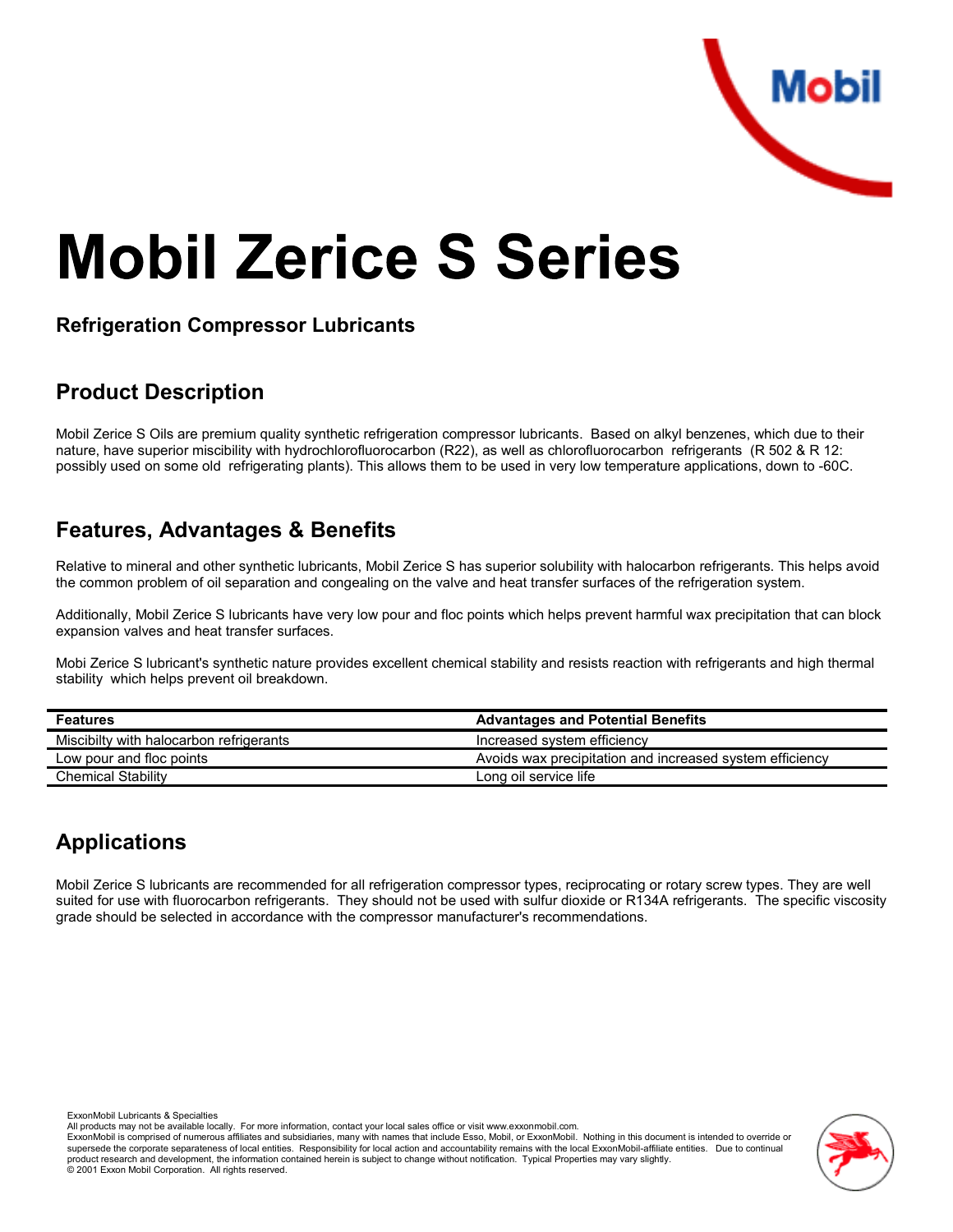# Mobil Zerice S Series

**Refrigeration Compressor Lubricants**

## Product Description

Mobil Zerice S Oils are premium quality synthetic refrigeration compressor lubricants. Based on alkyl benzenes, which due to their nature, have superior miscibility with hydrochlorofluorocarbon (R22), as well as chlorofluorocarbon refrigerants (R 502 & R 12: possibly used on some old refrigerating plants). This allows them to be used in very low temperature applications, down to -60C.

## Features, Advantages & Benefits

Relative to mineral and other synthetic lubricants, Mobil Zerice S has superior solubility with halocarbon refrigerants. This helps avoid the common problem of oil separation and congealing on the valve and heat transfer surfaces of the refrigeration system.

Additionally, Mobil Zerice S lubricants have very low pour and floc points which helps prevent harmful wax precipitation that can block expansion valves and heat transfer surfaces.

Mobi Zerice S lubricant's synthetic nature provides excellent chemical stability and resists reaction with refrigerants and high thermal stability which helps prevent oil breakdown.

| Features | Advantages and Potential Benefits |
|---|---|
| Miscibilty with halocarbon refrigerants | Increased system efficiency |
| Low pour and floc points | Avoids wax precipitation and increased system efficiency |
| Chemical Stability | Long oil service life |

## Applications

Mobil Zerice S lubricants are recommended for all refrigeration compressor types, reciprocating or rotary screw types. They are well suited for use with fluorocarbon refrigerants. They should not be used with sulfur dioxide or R134A refrigerants. The specific viscosity grade should be selected in accordance with the compressor manufacturer's recommendations.

ExxonMobil Lubricants & Specialties
All products may not be available locally. For more information, contact your local sales office or visit www.exxonmobil.com.
ExxonMobil is comprised of numerous affiliates and subsidiaries, many with names that include Esso, Mobil, or ExxonMobil. Nothing in this document is intended to override or supersede the corporate separateness of local entities. Responsibility for local action and accountability remains with the local ExxonMobil-affiliate entities. Due to continual product research and development, the information contained herein is subject to change without notification. Typical Properties may vary slightly.
© 2001 Exxon Mobil Corporation. All rights reserved.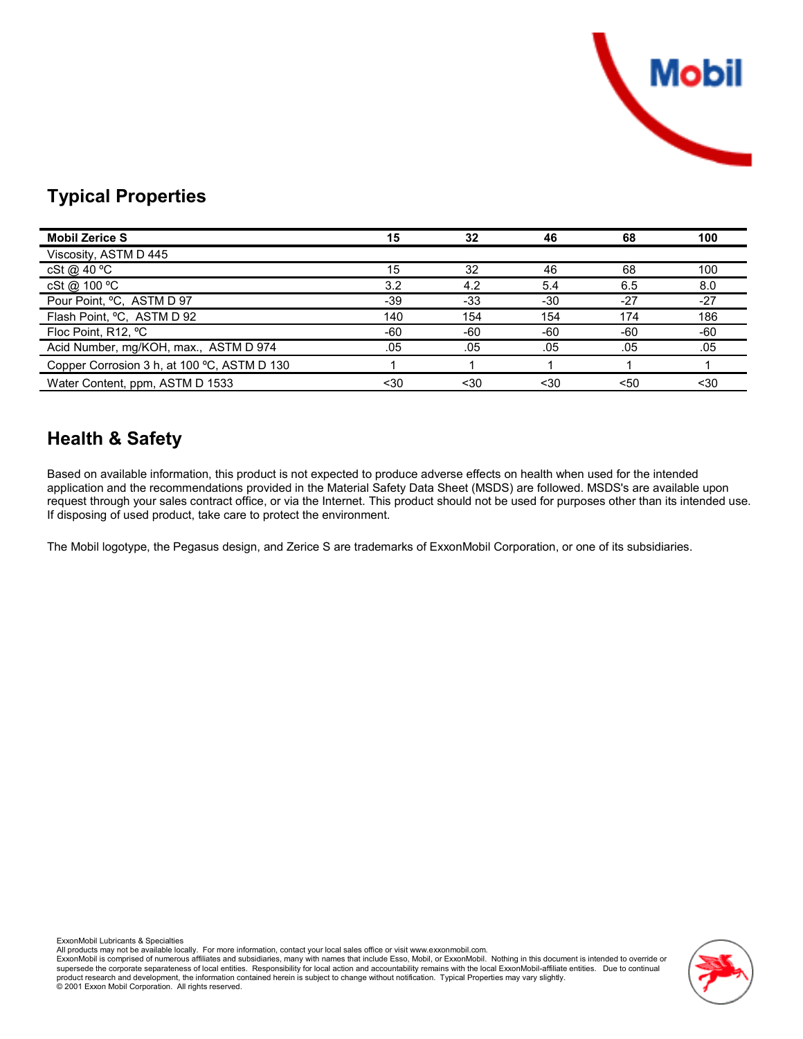## Typical Properties

| Mobil Zerice S | 15 | 32 | 46 | 68 | 100 |
|---|---|---|---|---|---|
| Viscosity, ASTM D 445 | | | | | |
| cSt @ 40 ºC | 15 | 32 | 46 | 68 | 100 |
| cSt @ 100 ºC | 3.2 | 4.2 | 5.4 | 6.5 | 8.0 |
| Pour Point, ºC, ASTM D 97 | -39 | -33 | -30 | -27 | -27 |
| Flash Point, ºC, ASTM D 92 | 140 | 154 | 154 | 174 | 186 |
| Floc Point, R12, ºC | -60 | -60 | -60 | -60 | -60 |
| Acid Number, mg/KOH, max., ASTM D 974 | .05 | .05 | .05 | .05 | .05 |
| Copper Corrosion 3 h, at 100 ºC, ASTM D 130 | 1 | 1 | 1 | 1 | 1 |
| Water Content, ppm, ASTM D 1533 | <30 | <30 | <30 | <50 | <30 |

## Health & Safety

Based on available information, this product is not expected to produce adverse effects on health when used for the intended application and the recommendations provided in the Material Safety Data Sheet (MSDS) are followed. MSDS's are available upon request through your sales contract office, or via the Internet. This product should not be used for purposes other than its intended use. If disposing of used product, take care to protect the environment.

The Mobil logotype, the Pegasus design, and Zerice S are trademarks of ExxonMobil Corporation, or one of its subsidiaries.

ExxonMobil Lubricants & Specialties
All products may not be available locally. For more information, contact your local sales office or visit www.exxonmobil.com.
ExxonMobil is comprised of numerous affiliates and subsidiaries, many with names that include Esso, Mobil, or ExxonMobil. Nothing in this document is intended to override or supersede the corporate separateness of local entities. Responsibility for local action and accountability remains with the local ExxonMobil-affiliate entities. Due to continual product research and development, the information contained herein is subject to change without notification. Typical Properties may vary slightly.
© 2001 Exxon Mobil Corporation. All rights reserved.